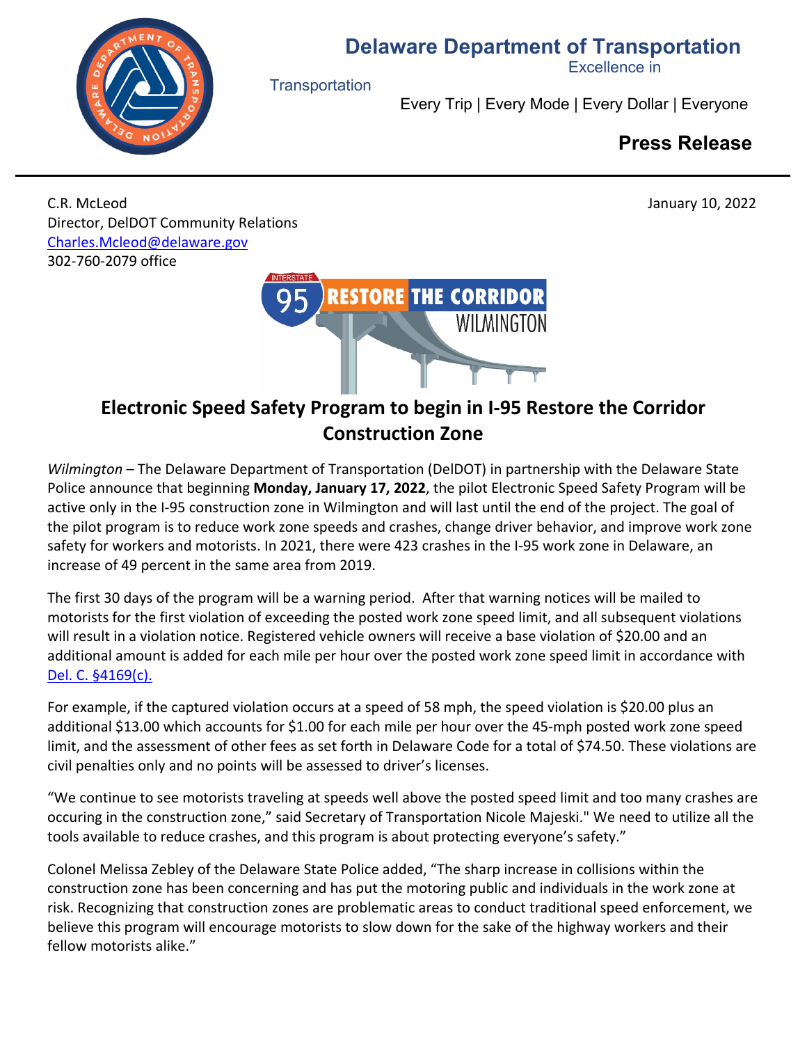# Delaware Department of Transportation

Excellence in Transportation

Every Trip | Every Mode | Every Dollar | Everyone

**Press Release**

C.R. McLeod
Director, DelDOT Community Relations
[Charles.Mcleod@delaware.gov](mailto:Charles.Mcleod@delaware.gov)
302-760-2079 office

January 10, 2022

INTERSTATE 95 RESTORE THE CORRIDOR WILMINGTON

## Electronic Speed Safety Program to begin in I-95 Restore the Corridor Construction Zone

*Wilmington* – The Delaware Department of Transportation (DelDOT) in partnership with the Delaware State Police announce that beginning **Monday, January 17, 2022**, the pilot Electronic Speed Safety Program will be active only in the I-95 construction zone in Wilmington and will last until the end of the project. The goal of the pilot program is to reduce work zone speeds and crashes, change driver behavior, and improve work zone safety for workers and motorists. In 2021, there were 423 crashes in the I-95 work zone in Delaware, an increase of 49 percent in the same area from 2019.

The first 30 days of the program will be a warning period. After that warning notices will be mailed to motorists for the first violation of exceeding the posted work zone speed limit, and all subsequent violations will result in a violation notice. Registered vehicle owners will receive a base violation of $20.00 and an additional amount is added for each mile per hour over the posted work zone speed limit in accordance with [Del. C. §4169(c).](#)

For example, if the captured violation occurs at a speed of 58 mph, the speed violation is $20.00 plus an additional $13.00 which accounts for $1.00 for each mile per hour over the 45-mph posted work zone speed limit, and the assessment of other fees as set forth in Delaware Code for a total of $74.50. These violations are civil penalties only and no points will be assessed to driver's licenses.

"We continue to see motorists traveling at speeds well above the posted speed limit and too many crashes are occuring in the construction zone," said Secretary of Transportation Nicole Majeski." We need to utilize all the tools available to reduce crashes, and this program is about protecting everyone's safety."

Colonel Melissa Zebley of the Delaware State Police added, "The sharp increase in collisions within the construction zone has been concerning and has put the motoring public and individuals in the work zone at risk. Recognizing that construction zones are problematic areas to conduct traditional speed enforcement, we believe this program will encourage motorists to slow down for the sake of the highway workers and their fellow motorists alike."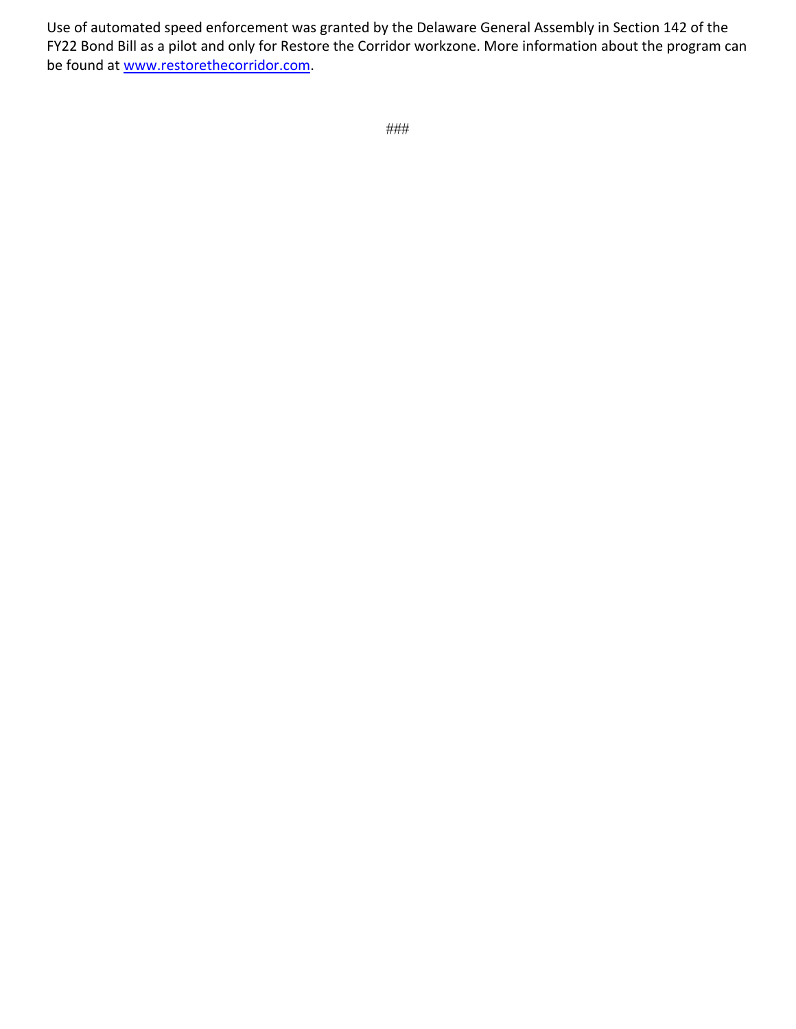Use of automated speed enforcement was granted by the Delaware General Assembly in Section 142 of the FY22 Bond Bill as a pilot and only for Restore the Corridor workzone. More information about the program can be found at [www.restorethecorridor.com](http://www.restorethecorridor.com).

###